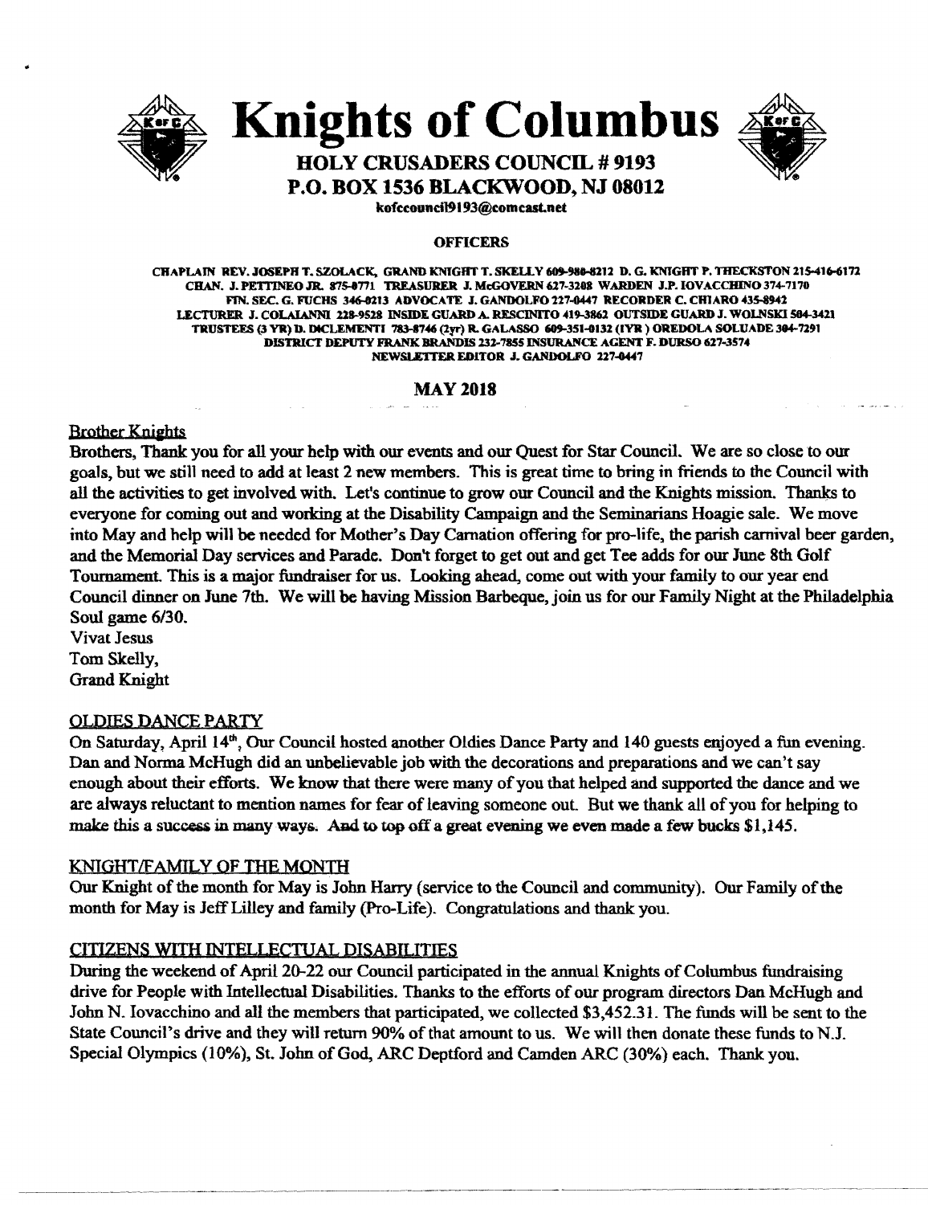# Knights of Columbus

## HOLY CRUSADERS COUNCIL # 9193

## P.O. BOX 1536 BLACKWOOD, NJ 08012

kofccouncil9193@comcast.net

### OFFICERS

CHAPLAIN REV. JOSEPH T. SZOLACK, GRAND KNIGHT T. SKELLY 609-980-8212 D. G. KNIGHT P. THECKSTON 215-416-6172
CHAN. J. PETTINEO JR. 875-8771 TREASURER J. McGOVERN 627-3288 WARDEN J.P. IOVACCHINO 374-7170
FIN. SEC. G. FUCHS 346-0213 ADVOCATE J. GANDOLFO 227-0447 RECORDER C. CHIARO 435-8942
LECTURER J. COLAIANNI 228-9528 INSIDE GUARD A. RESCINITO 419-3862 OUTSIDE GUARD J. WOLNSKI 504-3421
TRUSTEES (3 YR) D. DiCLEMENTI 783-8746 (2yr) R. GALASSO 609-351-0132 (1YR) OREDOLA SOLUADE 304-7291
DISTRICT DEPUTY FRANK BRANDIS 232-7855 INSURANCE AGENT F. DURSO 627-3574
NEWSLETTER EDITOR J. GANDOLFO 227-0447

### MAY 2018

**Brother Knights**

Brothers, Thank you for all your help with our events and our Quest for Star Council. We are so close to our goals, but we still need to add at least 2 new members. This is great time to bring in friends to the Council with all the activities to get involved with. Let's continue to grow our Council and the Knights mission. Thanks to everyone for coming out and working at the Disability Campaign and the Seminarians Hoagie sale. We move into May and help will be needed for Mother's Day Carnation offering for pro-life, the parish carnival beer garden, and the Memorial Day services and Parade. Don't forget to get out and get Tee adds for our June 8th Golf Tournament. This is a major fundraiser for us. Looking ahead, come out with your family to our year end Council dinner on June 7th. We will be having Mission Barbeque, join us for our Family Night at the Philadelphia Soul game 6/30.

Vivat Jesus
Tom Skelly,
Grand Knight

**OLDIES DANCE PARTY**

On Saturday, April 14th, Our Council hosted another Oldies Dance Party and 140 guests enjoyed a fun evening. Dan and Norma McHugh did an unbelievable job with the decorations and preparations and we can't say enough about their efforts. We know that there were many of you that helped and supported the dance and we are always reluctant to mention names for fear of leaving someone out. But we thank all of you for helping to make this a success in many ways. And to top off a great evening we even made a few bucks $1,145.

**KNIGHT/FAMILY OF THE MONTH**

Our Knight of the month for May is John Harry (service to the Council and community). Our Family of the month for May is Jeff Lilley and family (Pro-Life). Congratulations and thank you.

**CITIZENS WITH INTELLECTUAL DISABILITIES**

During the weekend of April 20-22 our Council participated in the annual Knights of Columbus fundraising drive for People with Intellectual Disabilities. Thanks to the efforts of our program directors Dan McHugh and John N. Iovacchino and all the members that participated, we collected $3,452.31. The funds will be sent to the State Council's drive and they will return 90% of that amount to us. We will then donate these funds to N.J. Special Olympics (10%), St. John of God, ARC Deptford and Camden ARC (30%) each. Thank you.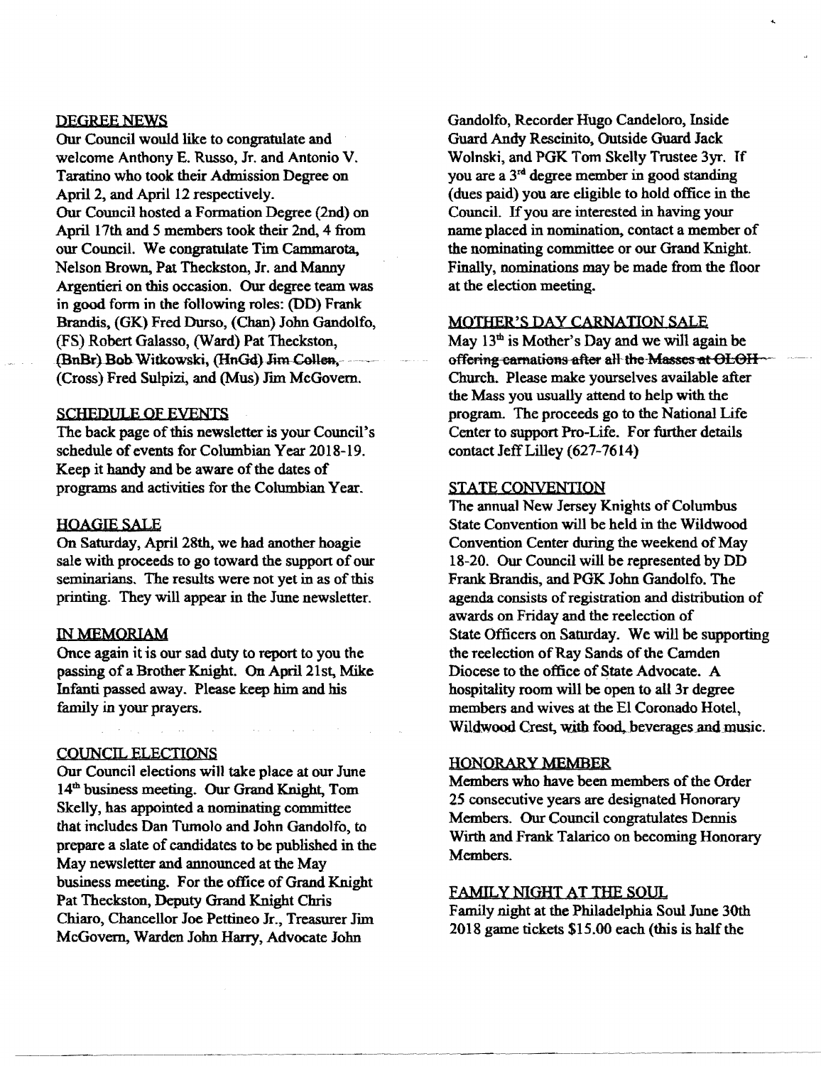## DEGREE NEWS

Our Council would like to congratulate and welcome Anthony E. Russo, Jr. and Antonio V. Taratino who took their Admission Degree on April 2, and April 12 respectively.

Our Council hosted a Formation Degree (2nd) on April 17th and 5 members took their 2nd, 4 from our Council. We congratulate Tim Cammarota, Nelson Brown, Pat Theckston, Jr. and Manny Argentieri on this occasion. Our degree team was in good form in the following roles: (DD) Frank Brandis, (GK) Fred Durso, (Chan) John Gandolfo, (FS) Robert Galasso, (Ward) Pat Theckston, (BnBr) Bob Witkowski, (HnGd) ~~Jim Collen,~~ (Cross) Fred Sulpizi, and (Mus) Jim McGovern.

## SCHEDULE OF EVENTS

The back page of this newsletter is your Council's schedule of events for Columbian Year 2018-19. Keep it handy and be aware of the dates of programs and activities for the Columbian Year.

## HOAGIE SALE

On Saturday, April 28th, we had another hoagie sale with proceeds to go toward the support of our seminarians. The results were not yet in as of this printing. They will appear in the June newsletter.

## IN MEMORIAM

Once again it is our sad duty to report to you the passing of a Brother Knight. On April 21st, Mike Infanti passed away. Please keep him and his family in your prayers.

## COUNCIL ELECTIONS

Our Council elections will take place at our June 14th business meeting. Our Grand Knight, Tom Skelly, has appointed a nominating committee that includes Dan Tumolo and John Gandolfo, to prepare a slate of candidates to be published in the May newsletter and announced at the May business meeting. For the office of Grand Knight Pat Theckston, Deputy Grand Knight Chris Chiaro, Chancellor Joe Pettineo Jr., Treasurer Jim McGovern, Warden John Harry, Advocate John Gandolfo, Recorder Hugo Candeloro, Inside Guard Andy Rescinito, Outside Guard Jack Wolnski, and PGK Tom Skelly Trustee 3yr. If you are a 3rd degree member in good standing (dues paid) you are eligible to hold office in the Council. If you are interested in having your name placed in nomination, contact a member of the nominating committee or our Grand Knight. Finally, nominations may be made from the floor at the election meeting.

## MOTHER'S DAY CARNATION SALE

May 13th is Mother's Day and we will again be ~~offering carnations after all the Masses at OLOH~~ Church. Please make yourselves available after the Mass you usually attend to help with the program. The proceeds go to the National Life Center to support Pro-Life. For further details contact Jeff Lilley (627-7614)

## STATE CONVENTION

The annual New Jersey Knights of Columbus State Convention will be held in the Wildwood Convention Center during the weekend of May 18-20. Our Council will be represented by DD Frank Brandis, and PGK John Gandolfo. The agenda consists of registration and distribution of awards on Friday and the reelection of State Officers on Saturday. We will be supporting the reelection of Ray Sands of the Camden Diocese to the office of State Advocate. A hospitality room will be open to all 3r degree members and wives at the El Coronado Hotel, Wildwood Crest, with food, beverages and music.

## HONORARY MEMBER

Members who have been members of the Order 25 consecutive years are designated Honorary Members. Our Council congratulates Dennis Wirth and Frank Talarico on becoming Honorary Members.

## FAMILY NIGHT AT THE SOUL

Family night at the Philadelphia Soul June 30th 2018 game tickets $15.00 each (this is half the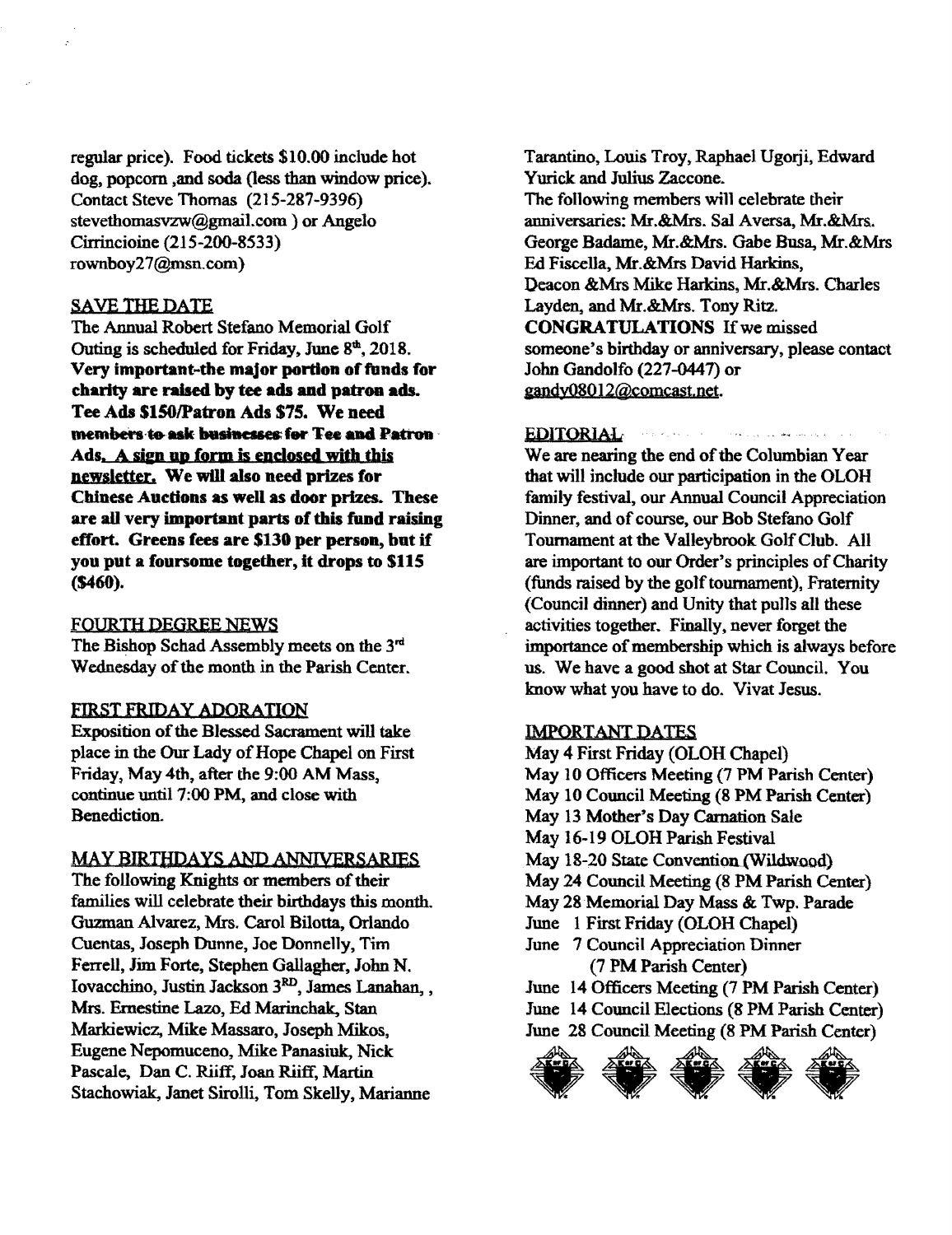regular price). Food tickets $10.00 include hot dog, popcorn ,and soda (less than window price). Contact Steve Thomas (215-287-9396) stevethomasvzw@gmail.com ) or Angelo Cirrincioine (215-200-8533) rownboy27@msn.com)

## SAVE THE DATE

The Annual Robert Stefano Memorial Golf Outing is scheduled for Friday, June 8th, 2018. **Very important-the major portion of funds for charity are raised by tee ads and patron ads. Tee Ads $150/Patron Ads $75. We need members to ask businesses for Tee and Patron Ads. A sign up form is enclosed with this newsletter. We will also need prizes for Chinese Auctions as well as door prizes. These are all very important parts of this fund raising effort. Greens fees are $130 per person, but if you put a foursome together, it drops to $115 ($460).**

## FOURTH DEGREE NEWS

The Bishop Schad Assembly meets on the 3rd Wednesday of the month in the Parish Center.

## FIRST FRIDAY ADORATION

Exposition of the Blessed Sacrament will take place in the Our Lady of Hope Chapel on First Friday, May 4th, after the 9:00 AM Mass, continue until 7:00 PM, and close with Benediction.

## MAY BIRTHDAYS AND ANNIVERSARIES

The following Knights or members of their families will celebrate their birthdays this month. Guzman Alvarez, Mrs. Carol Bilotta, Orlando Cuentas, Joseph Dunne, Joe Donnelly, Tim Ferrell, Jim Forte, Stephen Gallagher, John N. Iovacchino, Justin Jackson 3RD, James Lanahan, , Mrs. Ernestine Lazo, Ed Marinchak, Stan Markiewicz, Mike Massaro, Joseph Mikos, Eugene Nepomuceno, Mike Panasiuk, Nick Pascale, Dan C. Riiff, Joan Riiff, Martin Stachowiak, Janet Sirolli, Tom Skelly, Marianne Tarantino, Louis Troy, Raphael Ugorji, Edward Yurick and Julius Zaccone.

The following members will celebrate their anniversaries: Mr.&Mrs. Sal Aversa, Mr.&Mrs. George Badame, Mr.&Mrs. Gabe Busa, Mr.&Mrs Ed Fiscella, Mr.&Mrs David Harkins, Deacon &Mrs Mike Harkins, Mr.&Mrs. Charles Layden, and Mr.&Mrs. Tony Ritz.

**CONGRATULATIONS** If we missed someone's birthday or anniversary, please contact John Gandolfo (227-0447) or gandy08012@comcast.net.

## EDITORIAL

We are nearing the end of the Columbian Year that will include our participation in the OLOH family festival, our Annual Council Appreciation Dinner, and of course, our Bob Stefano Golf Tournament at the Valleybrook Golf Club. All are important to our Order's principles of Charity (funds raised by the golf tournament), Fraternity (Council dinner) and Unity that pulls all these activities together. Finally, never forget the importance of membership which is always before us. We have a good shot at Star Council. You know what you have to do. Vivat Jesus.

## IMPORTANT DATES

May 4 First Friday (OLOH Chapel)
May 10 Officers Meeting (7 PM Parish Center)
May 10 Council Meeting (8 PM Parish Center)
May 13 Mother's Day Carnation Sale
May 16-19 OLOH Parish Festival
May 18-20 State Convention (Wildwood)
May 24 Council Meeting (8 PM Parish Center)
May 28 Memorial Day Mass & Twp. Parade
June 1 First Friday (OLOH Chapel)
June 7 Council Appreciation Dinner (7 PM Parish Center)
June 14 Officers Meeting (7 PM Parish Center)
June 14 Council Elections (8 PM Parish Center)
June 28 Council Meeting (8 PM Parish Center)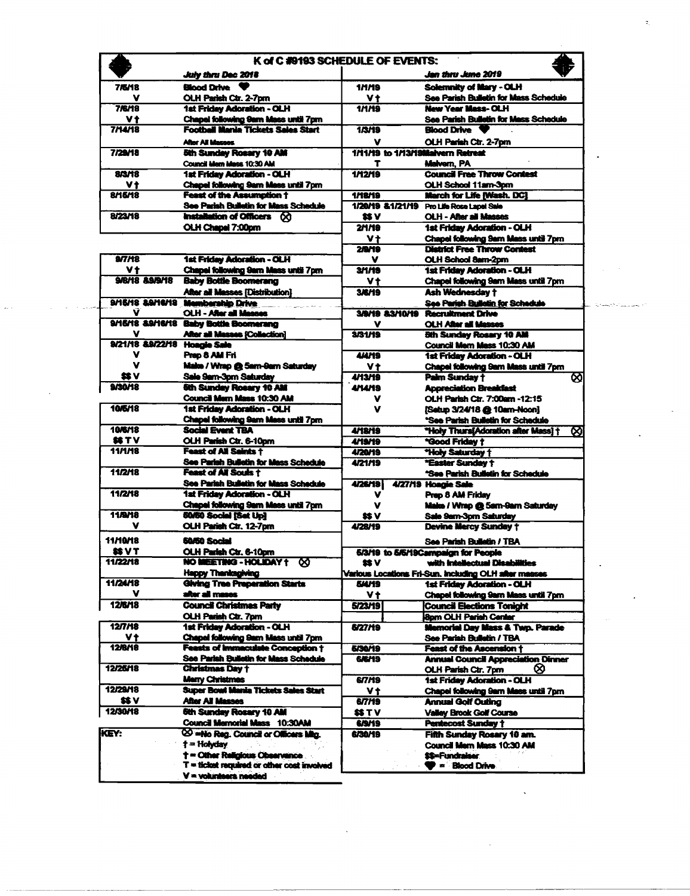# K of C #9193 SCHEDULE OF EVENTS:

| *July thru Dec 2018* | | *Jan thru June 2019* | |
|---|---|---|---|
| 7/5/18 | Blood Drive ♥ | 1/1/19 | Solemnity of Mary - OLH |
| V | OLH Parish Ctr. 2-7pm | V † | See Parish Bulletin for Mass Schedule |
| 7/6/18 | 1st Friday Adoration - OLH | 1/1/19 | New Year Mass- OLH |
| V † | Chapel following 9am Mass until 7pm | | See Parish Bulletin for Mass Schedule |
| 7/14/18 | Football Mania Tickets Sales Start | 1/3/19 | Blood Drive ♥ |
| | After All Masses | V | OLH Parish Ctr. 2-7pm |
| 7/29/18 | 5th Sunday Rosary 10 AM | 1/11/19 to 1/13/19 | Malvern Retreat |
| | Council Mem Mass 10:30 AM | T | Malvern, PA |
| 8/3/18 | 1st Friday Adoration - OLH | 1/12/19 | Council Free Throw Contest |
| V † | Chapel following 9am Mass until 7pm | | OLH School 11am-3pm |
| 8/15/18 | Feast of the Assumption † | 1/18/19 | March for Life [Wash. DC] |
| | See Parish Bulletin for Mass Schedule | 1/20/19 &1/21/19 | Pro Life Rose Lapel Sale |
| 8/23/18 | Installation of Officers ⊗ | $$ V | OLH - After all Masses |
| | OLH Chapel 7:00pm | 2/1/19 | 1st Friday Adoration - OLH |
| | | V † | Chapel following 9am Mass until 7pm |
| | | 2/9/19 | District Free Throw Contest |
| 9/7/18 | 1st Friday Adoration - OLH | V | OLH School 8am-2pm |
| V † | Chapel following 9am Mass until 7pm | 3/1/19 | 1st Friday Adoration - OLH |
| 9/8/18 &9/9/18 | Baby Bottle Boomerang | V † | Chapel following 9am Mass until 7pm |
| | After all Masses [Distribution] | 3/6/19 | Ash Wednesday † |
| 9/15/18 &9/16/18 | Membership Drive | | See Parish Bulletin for Schedule |
| V | OLH - After all Masses | 3/9/19 &3/10/19 | Recruitment Drive |
| 9/15/18 &9/16/18 | Baby Bottle Boomerang | V | OLH After all Masses |
| V | After all Masses [Collection] | 3/31/19 | 5th Sunday Rosary 10 AM |
| 9/21/18 &9/22/18 | Hoagie Sale | | Council Mem Mass 10:30 AM |
| V | Prep 8 AM Fri | 4/4/19 | 1st Friday Adoration - OLH |
| V | Make / Wrap @ 5am-9am Saturday | V † | Chapel following 9am Mass until 7pm |
| $$ V | Sale 9am-3pm Saturday | 4/13/19 | Palm Sunday † ⊗ |
| 9/30/18 | 5th Sunday Rosary 10 AM | 4/14/19 | Appreciation Breakfast |
| | Council Mem Mass 10:30 AM | V | OLH Parish Ctr. 7:00am -12:15 |
| 10/5/18 | 1st Friday Adoration - OLH | V | [Setup 3/24/18 @ 10am-Noon] |
| | Chapel following 9am Mass until 7pm | | *See Parish Bulletin for Schedule |
| 10/6/18 | Social Event TBA | 4/18/19 | *Holy Thurs[Adoration after Mass] † ⊗ |
| $$ T V | OLH Parish Ctr. 6-10pm | 4/19/19 | *Good Friday † |
| 11/1/18 | Feast of All Saints † | 4/20/19 | *Holy Saturday † |
| | See Parish Bulletin for Mass Schedule | 4/21/19 | *Easter Sunday † |
| 11/2/18 | Feast of All Souls † | | *See Parish Bulletin for Schedule |
| | See Parish Bulletin for Mass Schedule | 4/26/19 4/27/19 | Hoagie Sale |
| 11/2/18 | 1st Friday Adoration - OLH | V | Prep 8 AM Friday |
| | Chapel following 9am Mass until 7pm | V | Make / Wrap @ 5am-9am Saturday |
| 11/9/18 | 50/50 Social [Set Up] | $$ V | Sale 9am-3pm Saturday |
| V | OLH Parish Ctr. 12-7pm | 4/28/19 | Devine Mercy Sunday † |
| 11/10/18 | 50/50 Social | | See Parish Bulletin / TBA |
| $$ V T | OLH Parish Ctr. 6-10pm | 5/3/19 to 5/5/19 | Campaign for People |
| 11/22/18 | NO MEETING - HOLIDAY † ⊗ | $$ V | with Intellectual Disabilities |
| | Happy Thanksgiving | Various Locations Fri-Sun. including OLH after masses | |
| 11/24/18 | Giving Tree Preparation Starts | 5/4/19 | 1st Friday Adoration - OLH |
| V | after all masses | V † | Chapel following 9am Mass until 7pm |
| 12/6/18 | Council Christmas Party | 5/23/19 | Council Elections Tonight |
| | OLH Parish Ctr. 7pm | | 8pm OLH Parish Center |
| 12/7/18 | 1st Friday Adoration - OLH | 5/27/19 | Memorial Day Mass & Twp. Parade |
| V † | Chapel following 9am Mass until 7pm | | See Parish Bulletin / TBA |
| 12/8/18 | Feasts of Immaculate Conception † | 5/30/19 | Feast of the Ascension † |
| | See Parish Bulletin for Mass Schedule | 6/6/19 | Annual Council Appreciation Dinner |
| 12/25/18 | Christmas Day † | | OLH Parish Ctr. 7pm ⊗ |
| | Merry Christmas | 6/7/19 | 1st Friday Adoration - OLH |
| 12/29/18 | Super Bowl Mania Tickets Sales Start | V † | Chapel following 9am Mass until 7pm |
| $$ V | After All Masses | 6/7/19 | Annual Golf Outing |
| 12/30/18 | 5th Sunday Rosary 10 AM | $$ T V | Valley Brook Golf Course |
| | Council Memorial Mass 10:30AM | 6/9/19 | Pentecost Sunday † |
| KEY: | ⊗ =No Reg. Council or Officers Mtg. | 6/30/19 | Fifth Sunday Rosary 10 am. |
| | † = Holyday | | Council Mem Mass 10:30 AM |
| | † = Other Religious Observance | | $$=Fundraiser |
| | T = ticket required or other cost involved | | ♥ = Blood Drive |
| | V = volunteers needed | | |